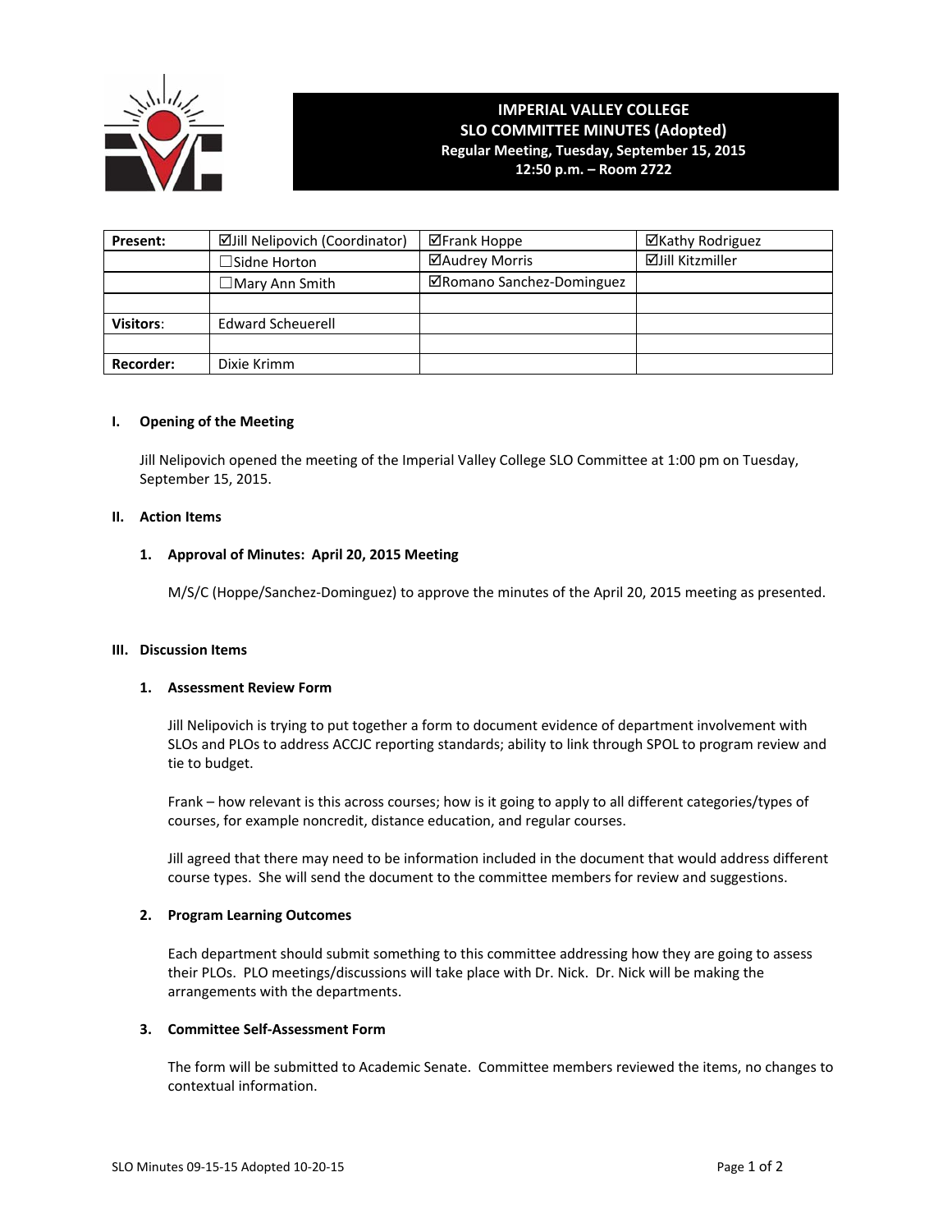# IMPERIAL VALLEY COLLEGE
## SLO COMMITTEE MINUTES (Adopted)
**Regular Meeting, Tuesday, September 15, 2015**
**12:50 p.m. – Room 2722**

| **Present:** | ☑Jill Nelipovich (Coordinator) | ☑Frank Hoppe | ☑Kathy Rodriguez |
|---|---|---|---|
| | ☐Sidne Horton | ☑Audrey Morris | ☑Jill Kitzmiller |
| | ☐Mary Ann Smith | ☑Romano Sanchez-Dominguez | |
| | | | |
| **Visitors**: | Edward Scheuerell | | |
| | | | |
| **Recorder:** | Dixie Krimm | | |

### I. Opening of the Meeting

Jill Nelipovich opened the meeting of the Imperial Valley College SLO Committee at 1:00 pm on Tuesday, September 15, 2015.

### II. Action Items

#### 1. Approval of Minutes: April 20, 2015 Meeting

M/S/C (Hoppe/Sanchez-Dominguez) to approve the minutes of the April 20, 2015 meeting as presented.

### III. Discussion Items

#### 1. Assessment Review Form

Jill Nelipovich is trying to put together a form to document evidence of department involvement with SLOs and PLOs to address ACCJC reporting standards; ability to link through SPOL to program review and tie to budget.

Frank – how relevant is this across courses; how is it going to apply to all different categories/types of courses, for example noncredit, distance education, and regular courses.

Jill agreed that there may need to be information included in the document that would address different course types. She will send the document to the committee members for review and suggestions.

#### 2. Program Learning Outcomes

Each department should submit something to this committee addressing how they are going to assess their PLOs. PLO meetings/discussions will take place with Dr. Nick. Dr. Nick will be making the arrangements with the departments.

#### 3. Committee Self-Assessment Form

The form will be submitted to Academic Senate. Committee members reviewed the items, no changes to contextual information.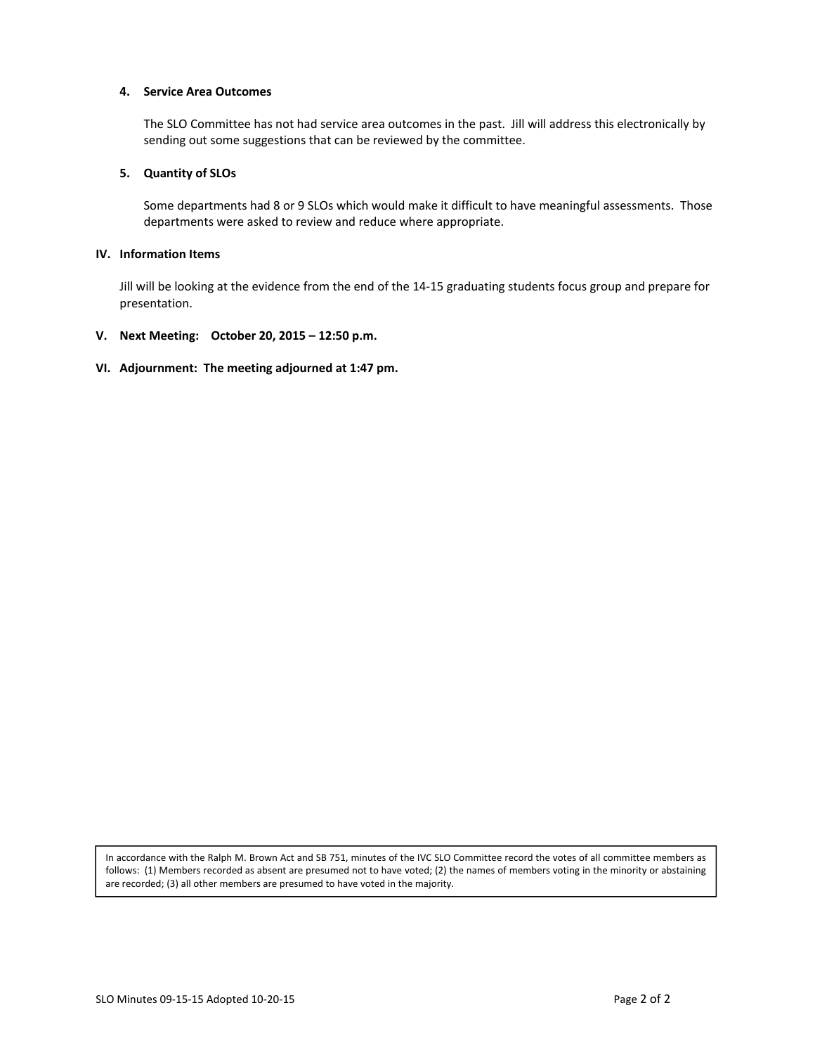4. **Service Area Outcomes**

   The SLO Committee has not had service area outcomes in the past. Jill will address this electronically by sending out some suggestions that can be reviewed by the committee.

5. **Quantity of SLOs**

   Some departments had 8 or 9 SLOs which would make it difficult to have meaningful assessments. Those departments were asked to review and reduce where appropriate.

**IV. Information Items**

Jill will be looking at the evidence from the end of the 14-15 graduating students focus group and prepare for presentation.

**V. Next Meeting: October 20, 2015 – 12:50 p.m.**

**VI. Adjournment: The meeting adjourned at 1:47 pm.**

In accordance with the Ralph M. Brown Act and SB 751, minutes of the IVC SLO Committee record the votes of all committee members as follows: (1) Members recorded as absent are presumed not to have voted; (2) the names of members voting in the minority or abstaining are recorded; (3) all other members are presumed to have voted in the majority.